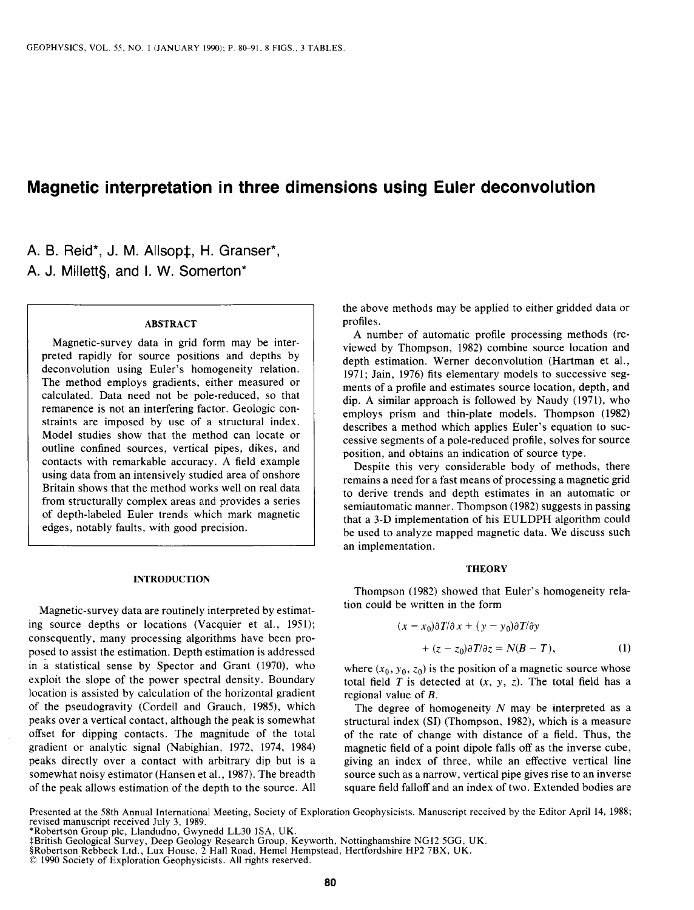# Magnetic interpretation in three dimensions using Euler deconvolution

A. B. Reid*, J. M. Allsop‡, H. Granser*, A. J. Millett§, and I. W. Somerton*

## ABSTRACT

Magnetic-survey data in grid form may be interpreted rapidly for source positions and depths by deconvolution using Euler's homogeneity relation. The method employs gradients, either measured or calculated. Data need not be pole-reduced, so that remanence is not an interfering factor. Geologic constraints are imposed by use of a structural index. Model studies show that the method can locate or outline confined sources, vertical pipes, dikes, and contacts with remarkable accuracy. A field example using data from an intensively studied area of onshore Britain shows that the method works well on real data from structurally complex areas and provides a series of depth-labeled Euler trends which mark magnetic edges, notably faults, with good precision.

## INTRODUCTION

Magnetic-survey data are routinely interpreted by estimating source depths or locations (Vacquier et al., 1951); consequently, many processing algorithms have been proposed to assist the estimation. Depth estimation is addressed in a statistical sense by Spector and Grant (1970), who exploit the slope of the power spectral density. Boundary location is assisted by calculation of the horizontal gradient of the pseudogravity (Cordell and Grauch, 1985), which peaks over a vertical contact, although the peak is somewhat offset for dipping contacts. The magnitude of the total gradient or analytic signal (Nabighian, 1972, 1974, 1984) peaks directly over a contact with arbitrary dip but is a somewhat noisy estimator (Hansen et al., 1987). The breadth of the peak allows estimation of the depth to the source. All the above methods may be applied to either gridded data or profiles.

A number of automatic profile processing methods (reviewed by Thompson, 1982) combine source location and depth estimation. Werner deconvolution (Hartman et al., 1971; Jain, 1976) fits elementary models to successive segments of a profile and estimates source location, depth, and dip. A similar approach is followed by Naudy (1971), who employs prism and thin-plate models. Thompson (1982) describes a method which applies Euler's equation to successive segments of a pole-reduced profile, solves for source position, and obtains an indication of source type.

Despite this very considerable body of methods, there remains a need for a fast means of processing a magnetic grid to derive trends and depth estimates in an automatic or semiautomatic manner. Thompson (1982) suggests in passing that a 3-D implementation of his EULDPH algorithm could be used to analyze mapped magnetic data. We discuss such an implementation.

## THEORY

Thompson (1982) showed that Euler's homogeneity relation could be written in the form

$$(x - x_0)\partial T/\partial x + (y - y_0)\partial T/\partial y + (z - z_0)\partial T/\partial z = N(B - T), \tag{1}$$

where $(x_0, y_0, z_0)$ is the position of a magnetic source whose total field $T$ is detected at $(x, y, z)$. The total field has a regional value of $B$.

The degree of homogeneity $N$ may be interpreted as a structural index (SI) (Thompson, 1982), which is a measure of the rate of change with distance of a field. Thus, the magnetic field of a point dipole falls off as the inverse cube, giving an index of three, while an effective vertical line source such as a narrow, vertical pipe gives rise to an inverse square field falloff and an index of two. Extended bodies are

---

Presented at the 58th Annual International Meeting, Society of Exploration Geophysicists. Manuscript received by the Editor April 14, 1988; revised manuscript received July 3, 1989.
*Robertson Group plc, Llandudno, Gwynedd LL30 1SA, UK.
‡British Geological Survey, Deep Geology Research Group, Keyworth, Nottinghamshire NG12 5GG, UK.
§Robertson Rebbeck Ltd., Lux House, 2 Hall Road, Hemel Hempstead, Hertfordshire HP2 7BX, UK.
© 1990 Society of Exploration Geophysicists. All rights reserved.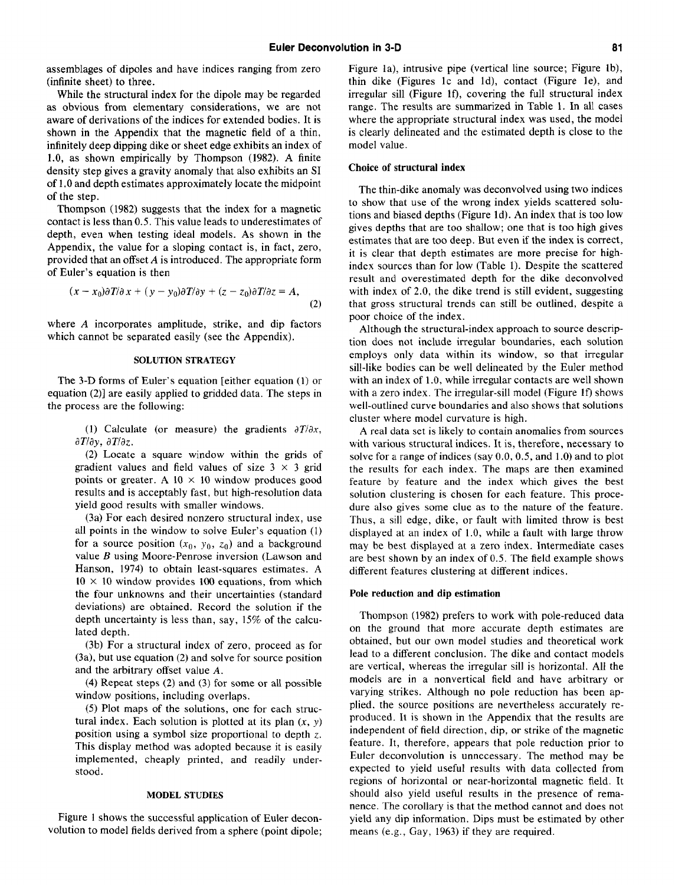assemblages of dipoles and have indices ranging from zero (infinite sheet) to three.

While the structural index for the dipole may be regarded as obvious from elementary considerations, we are not aware of derivations of the indices for extended bodies. It is shown in the Appendix that the magnetic field of a thin, infinitely deep dipping dike or sheet edge exhibits an index of 1.0, as shown empirically by Thompson (1982). A finite density step gives a gravity anomaly that also exhibits an SI of 1.0 and depth estimates approximately locate the midpoint of the step.

Thompson (1982) suggests that the index for a magnetic contact is less than 0.5. This value leads to underestimates of depth, even when testing ideal models. As shown in the Appendix, the value for a sloping contact is, in fact, zero, provided that an offset $A$ is introduced. The appropriate form of Euler's equation is then

$$(x - x_0)\partial T/\partial x + (y - y_0)\partial T/\partial y + (z - z_0)\partial T/\partial z = A, \tag{2}$$

where $A$ incorporates amplitude, strike, and dip factors which cannot be separated easily (see the Appendix).

## SOLUTION STRATEGY

The 3-D forms of Euler's equation [either equation (1) or equation (2)] are easily applied to gridded data. The steps in the process are the following:

(1) Calculate (or measure) the gradients $\partial T/\partial x$, $\partial T/\partial y$, $\partial T/\partial z$.

(2) Locate a square window within the grids of gradient values and field values of size $3 \times 3$ grid points or greater. A $10 \times 10$ window produces good results and is acceptably fast, but high-resolution data yield good results with smaller windows.

(3a) For each desired nonzero structural index, use all points in the window to solve Euler's equation (1) for a source position $(x_0, y_0, z_0)$ and a background value $B$ using Moore-Penrose inversion (Lawson and Hanson, 1974) to obtain least-squares estimates. A $10 \times 10$ window provides 100 equations, from which the four unknowns and their uncertainties (standard deviations) are obtained. Record the solution if the depth uncertainty is less than, say, 15% of the calculated depth.

(3b) For a structural index of zero, proceed as for (3a), but use equation (2) and solve for source position and the arbitrary offset value $A$.

(4) Repeat steps (2) and (3) for some or all possible window positions, including overlaps.

(5) Plot maps of the solutions, one for each structural index. Each solution is plotted at its plan $(x, y)$ position using a symbol size proportional to depth $z$. This display method was adopted because it is easily implemented, cheaply printed, and readily understood.

## MODEL STUDIES

Figure 1 shows the successful application of Euler deconvolution to model fields derived from a sphere (point dipole; Figure 1a), intrusive pipe (vertical line source; Figure 1b), thin dike (Figures 1c and 1d), contact (Figure 1e), and irregular sill (Figure 1f), covering the full structural index range. The results are summarized in Table 1. In all cases where the appropriate structural index was used, the model is clearly delineated and the estimated depth is close to the model value.

### Choice of structural index

The thin-dike anomaly was deconvolved using two indices to show that use of the wrong index yields scattered solutions and biased depths (Figure 1d). An index that is too low gives depths that are too shallow; one that is too high gives estimates that are too deep. But even if the index is correct, it is clear that depth estimates are more precise for high-index sources than for low (Table 1). Despite the scattered result and overestimated depth for the dike deconvolved with index of 2.0, the dike trend is still evident, suggesting that gross structural trends can still be outlined, despite a poor choice of the index.

Although the structural-index approach to source description does not include irregular boundaries, each solution employs only data within its window, so that irregular sill-like bodies can be well delineated by the Euler method with an index of 1.0, while irregular contacts are well shown with a zero index. The irregular-sill model (Figure 1f) shows well-outlined curve boundaries and also shows that solutions cluster where model curvature is high.

A real data set is likely to contain anomalies from sources with various structural indices. It is, therefore, necessary to solve for a range of indices (say 0.0, 0.5, and 1.0) and to plot the results for each index. The maps are then examined feature by feature and the index which gives the best solution clustering is chosen for each feature. This procedure also gives some clue as to the nature of the feature. Thus, a sill edge, dike, or fault with limited throw is best displayed at an index of 1.0, while a fault with large throw may be best displayed at a zero index. Intermediate cases are best shown by an index of 0.5. The field example shows different features clustering at different indices.

### Pole reduction and dip estimation

Thompson (1982) prefers to work with pole-reduced data on the ground that more accurate depth estimates are obtained, but our own model studies and theoretical work lead to a different conclusion. The dike and contact models are vertical, whereas the irregular sill is horizontal. All the models are in a nonvertical field and have arbitrary or varying strikes. Although no pole reduction has been applied, the source positions are nevertheless accurately reproduced. It is shown in the Appendix that the results are independent of field direction, dip, or strike of the magnetic feature. It, therefore, appears that pole reduction prior to Euler deconvolution is unnecessary. The method may be expected to yield useful results with data collected from regions of horizontal or near-horizontal magnetic field. It should also yield useful results in the presence of remanence. The corollary is that the method cannot and does not yield any dip information. Dips must be estimated by other means (e.g., Gay, 1963) if they are required.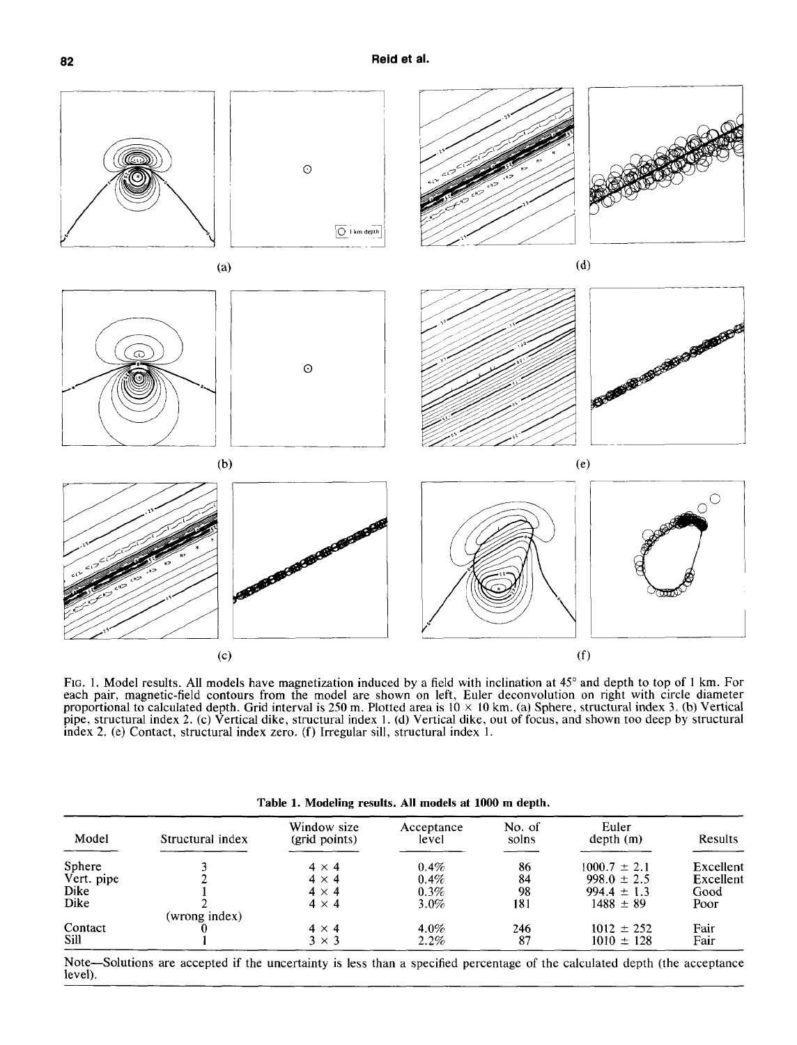FIG. 1. Model results. All models have magnetization induced by a field with inclination at 45° and depth to top of 1 km. For each pair, magnetic-field contours from the model are shown on left, Euler deconvolution on right with circle diameter proportional to calculated depth. Grid interval is 250 m. Plotted area is 10 × 10 km. (a) Sphere, structural index 3. (b) Vertical pipe, structural index 2. (c) Vertical dike, structural index 1. (d) Vertical dike, out of focus, and shown too deep by structural index 2. (e) Contact, structural index zero. (f) Irregular sill, structural index 1.

**Table 1. Modeling results. All models at 1000 m depth.**

| Model | Structural index | Window size (grid points) | Acceptance level | No. of solns | Euler depth (m) | Results |
|---|---|---|---|---|---|---|
| Sphere | 3 | 4 × 4 | 0.4% | 86 | 1000.7 ± 2.1 | Excellent |
| Vert. pipe | 2 | 4 × 4 | 0.4% | 84 | 998.0 ± 2.5 | Excellent |
| Dike | 1 | 4 × 4 | 0.3% | 98 | 994.4 ± 1.3 | Good |
| Dike | 2 (wrong index) | 4 × 4 | 3.0% | 181 | 1488 ± 89 | Poor |
| Contact | 0 | 4 × 4 | 4.0% | 246 | 1012 ± 252 | Fair |
| Sill | 1 | 3 × 3 | 2.2% | 87 | 1010 ± 128 | Fair |

Note—Solutions are accepted if the uncertainty is less than a specified percentage of the calculated depth (the acceptance level).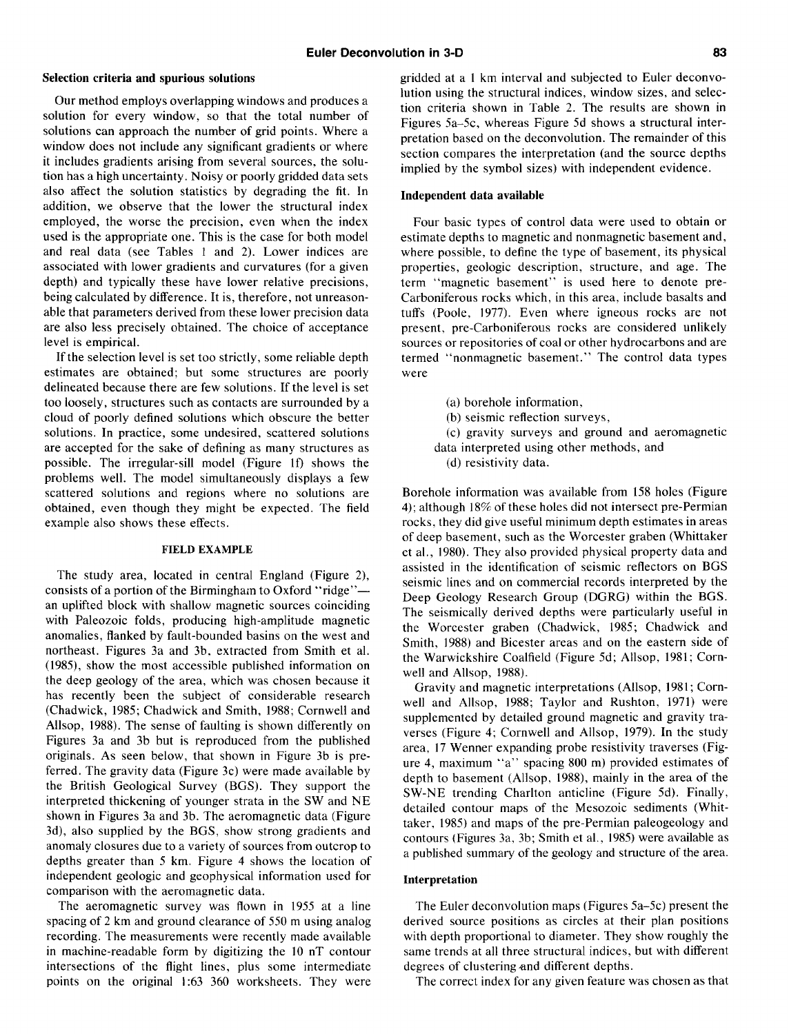### Selection criteria and spurious solutions

Our method employs overlapping windows and produces a solution for every window, so that the total number of solutions can approach the number of grid points. Where a window does not include any significant gradients or where it includes gradients arising from several sources, the solution has a high uncertainty. Noisy or poorly gridded data sets also affect the solution statistics by degrading the fit. In addition, we observe that the lower the structural index employed, the worse the precision, even when the index used is the appropriate one. This is the case for both model and real data (see Tables 1 and 2). Lower indices are associated with lower gradients and curvatures (for a given depth) and typically these have lower relative precisions, being calculated by difference. It is, therefore, not unreasonable that parameters derived from these lower precision data are also less precisely obtained. The choice of acceptance level is empirical.

If the selection level is set too strictly, some reliable depth estimates are obtained; but some structures are poorly delineated because there are few solutions. If the level is set too loosely, structures such as contacts are surrounded by a cloud of poorly defined solutions which obscure the better solutions. In practice, some undesired, scattered solutions are accepted for the sake of defining as many structures as possible. The irregular-sill model (Figure 1f) shows the problems well. The model simultaneously displays a few scattered solutions and regions where no solutions are obtained, even though they might be expected. The field example also shows these effects.

## FIELD EXAMPLE

The study area, located in central England (Figure 2), consists of a portion of the Birmingham to Oxford "ridge"—an uplifted block with shallow magnetic sources coinciding with Paleozoic folds, producing high-amplitude magnetic anomalies, flanked by fault-bounded basins on the west and northeast. Figures 3a and 3b, extracted from Smith et al. (1985), show the most accessible published information on the deep geology of the area, which was chosen because it has recently been the subject of considerable research (Chadwick, 1985; Chadwick and Smith, 1988; Cornwell and Allsop, 1988). The sense of faulting is shown differently on Figures 3a and 3b but is reproduced from the published originals. As seen below, that shown in Figure 3b is preferred. The gravity data (Figure 3c) were made available by the British Geological Survey (BGS). They support the interpreted thickening of younger strata in the SW and NE shown in Figures 3a and 3b. The aeromagnetic data (Figure 3d), also supplied by the BGS, show strong gradients and anomaly closures due to a variety of sources from outcrop to depths greater than 5 km. Figure 4 shows the location of independent geologic and geophysical information used for comparison with the aeromagnetic data.

The aeromagnetic survey was flown in 1955 at a line spacing of 2 km and ground clearance of 550 m using analog recording. The measurements were recently made available in machine-readable form by digitizing the 10 nT contour intersections of the flight lines, plus some intermediate points on the original 1:63 360 worksheets. They were gridded at a 1 km interval and subjected to Euler deconvolution using the structural indices, window sizes, and selection criteria shown in Table 2. The results are shown in Figures 5a–5c, whereas Figure 5d shows a structural interpretation based on the deconvolution. The remainder of this section compares the interpretation (and the source depths implied by the symbol sizes) with independent evidence.

### Independent data available

Four basic types of control data were used to obtain or estimate depths to magnetic and nonmagnetic basement and, where possible, to define the type of basement, its physical properties, geologic description, structure, and age. The term "magnetic basement" is used here to denote pre-Carboniferous rocks which, in this area, include basalts and tuffs (Poole, 1977). Even where igneous rocks are not present, pre-Carboniferous rocks are considered unlikely sources or repositories of coal or other hydrocarbons and are termed "nonmagnetic basement." The control data types were

(a) borehole information,

(b) seismic reflection surveys,

(c) gravity surveys and ground and aeromagnetic data interpreted using other methods, and

(d) resistivity data.

Borehole information was available from 158 holes (Figure 4); although 18% of these holes did not intersect pre-Permian rocks, they did give useful minimum depth estimates in areas of deep basement, such as the Worcester graben (Whittaker et al., 1980). They also provided physical property data and assisted in the identification of seismic reflectors on BGS seismic lines and on commercial records interpreted by the Deep Geology Research Group (DGRG) within the BGS. The seismically derived depths were particularly useful in the Worcester graben (Chadwick, 1985; Chadwick and Smith, 1988) and Bicester areas and on the eastern side of the Warwickshire Coalfield (Figure 5d; Allsop, 1981; Cornwell and Allsop, 1988).

Gravity and magnetic interpretations (Allsop, 1981; Cornwell and Allsop, 1988; Taylor and Rushton, 1971) were supplemented by detailed ground magnetic and gravity traverses (Figure 4; Cornwell and Allsop, 1979). In the study area, 17 Wenner expanding probe resistivity traverses (Figure 4, maximum "a" spacing 800 m) provided estimates of depth to basement (Allsop, 1988), mainly in the area of the SW-NE trending Charlton anticline (Figure 5d). Finally, detailed contour maps of the Mesozoic sediments (Whittaker, 1985) and maps of the pre-Permian paleogeology and contours (Figures 3a, 3b; Smith et al., 1985) were available as a published summary of the geology and structure of the area.

### Interpretation

The Euler deconvolution maps (Figures 5a–5c) present the derived source positions as circles at their plan positions with depth proportional to diameter. They show roughly the same trends at all three structural indices, but with different degrees of clustering and different depths.

The correct index for any given feature was chosen as that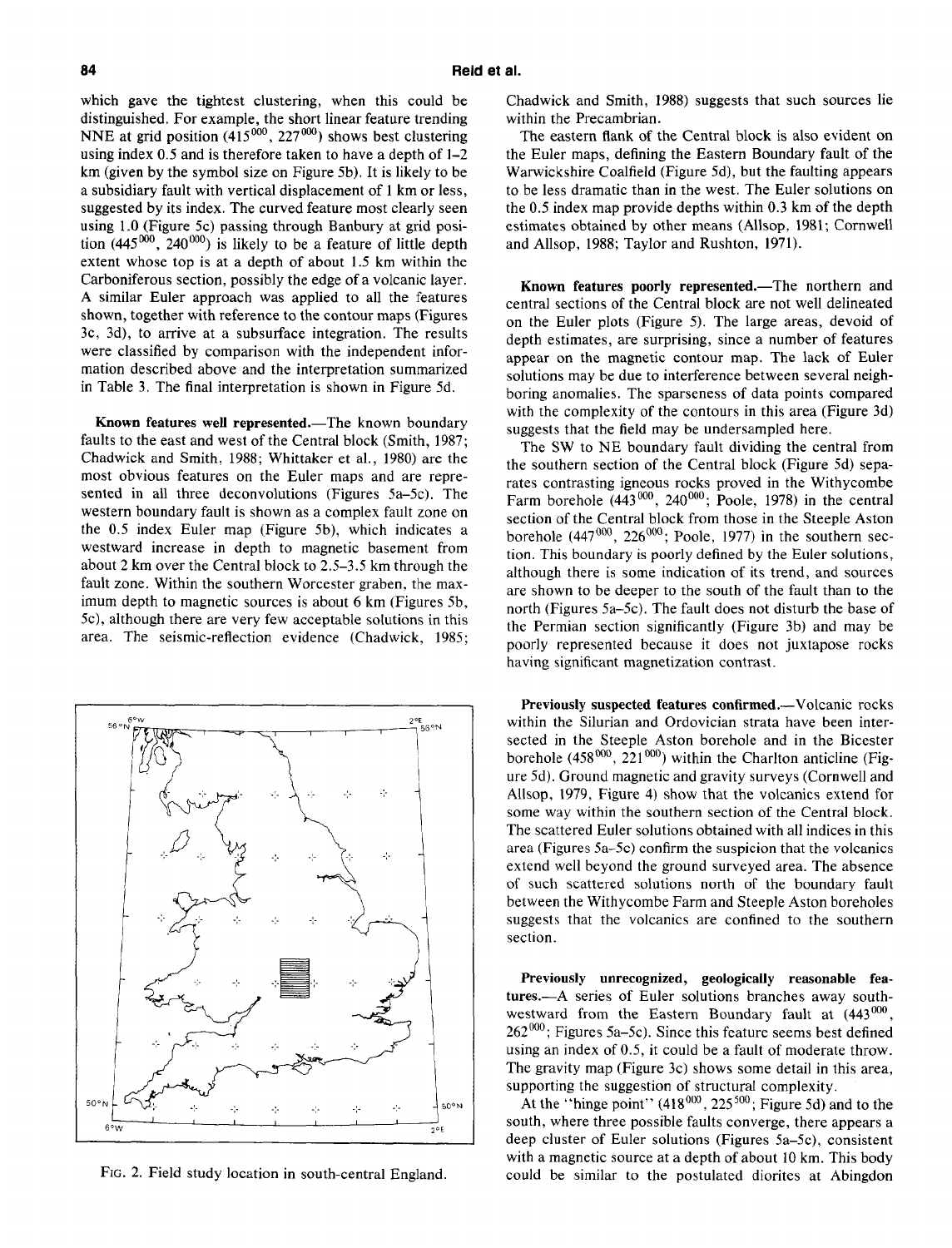which gave the tightest clustering, when this could be distinguished. For example, the short linear feature trending NNE at grid position ($415^{000}$, $227^{000}$) shows best clustering using index 0.5 and is therefore taken to have a depth of 1–2 km (given by the symbol size on Figure 5b). It is likely to be a subsidiary fault with vertical displacement of 1 km or less, suggested by its index. The curved feature most clearly seen using 1.0 (Figure 5c) passing through Banbury at grid position ($445^{000}$, $240^{000}$) is likely to be a feature of little depth extent whose top is at a depth of about 1.5 km within the Carboniferous section, possibly the edge of a volcanic layer. A similar Euler approach was applied to all the features shown, together with reference to the contour maps (Figures 3c, 3d), to arrive at a subsurface integration. The results were classified by comparison with the independent information described above and the interpretation summarized in Table 3. The final interpretation is shown in Figure 5d.

**Known features well represented.**—The known boundary faults to the east and west of the Central block (Smith, 1987; Chadwick and Smith, 1988; Whittaker et al., 1980) are the most obvious features on the Euler maps and are represented in all three deconvolutions (Figures 5a–5c). The western boundary fault is shown as a complex fault zone on the 0.5 index Euler map (Figure 5b), which indicates a westward increase in depth to magnetic basement from about 2 km over the Central block to 2.5–3.5 km through the fault zone. Within the southern Worcester graben, the maximum depth to magnetic sources is about 6 km (Figures 5b, 5c), although there are very few acceptable solutions in this area. The seismic-reflection evidence (Chadwick, 1985; Chadwick and Smith, 1988) suggests that such sources lie within the Precambrian.

The eastern flank of the Central block is also evident on the Euler maps, defining the Eastern Boundary fault of the Warwickshire Coalfield (Figure 5d), but the faulting appears to be less dramatic than in the west. The Euler solutions on the 0.5 index map provide depths within 0.3 km of the depth estimates obtained by other means (Allsop, 1981; Cornwell and Allsop, 1988; Taylor and Rushton, 1971).

**Known features poorly represented.**—The northern and central sections of the Central block are not well delineated on the Euler plots (Figure 5). The large areas, devoid of depth estimates, are surprising, since a number of features appear on the magnetic contour map. The lack of Euler solutions may be due to interference between several neighboring anomalies. The sparseness of data points compared with the complexity of the contours in this area (Figure 3d) suggests that the field may be undersampled here.

The SW to NE boundary fault dividing the central from the southern section of the Central block (Figure 5d) separates contrasting igneous rocks proved in the Withycombe Farm borehole ($443^{000}$, $240^{000}$; Poole, 1978) in the central section of the Central block from those in the Steeple Aston borehole ($447^{000}$, $226^{000}$; Poole, 1977) in the southern section. This boundary is poorly defined by the Euler solutions, although there is some indication of its trend, and sources are shown to be deeper to the south of the fault than to the north (Figures 5a–5c). The fault does not disturb the base of the Permian section significantly (Figure 3b) and may be poorly represented because it does not juxtapose rocks having significant magnetization contrast.

**Previously suspected features confirmed.**—Volcanic rocks within the Silurian and Ordovician strata have been intersected in the Steeple Aston borehole and in the Bicester borehole ($458^{000}$, $221^{000}$) within the Charlton anticline (Figure 5d). Ground magnetic and gravity surveys (Cornwell and Allsop, 1979, Figure 4) show that the volcanics extend for some way within the southern section of the Central block. The scattered Euler solutions obtained with all indices in this area (Figures 5a–5c) confirm the suspicion that the volcanics extend well beyond the ground surveyed area. The absence of such scattered solutions north of the boundary fault between the Withycombe Farm and Steeple Aston boreholes suggests that the volcanics are confined to the southern section.

**Previously unrecognized, geologically reasonable features.**—A series of Euler solutions branches away southwestward from the Eastern Boundary fault at ($443^{000}$, $262^{000}$; Figures 5a–5c). Since this feature seems best defined using an index of 0.5, it could be a fault of moderate throw. The gravity map (Figure 3c) shows some detail in this area, supporting the suggestion of structural complexity.

At the "hinge point" ($418^{000}$, $225^{500}$; Figure 5d) and to the south, where three possible faults converge, there appears a deep cluster of Euler solutions (Figures 5a–5c), consistent with a magnetic source at a depth of about 10 km. This body could be similar to the postulated diorites at Abingdon

FIG. 2. Field study location in south-central England.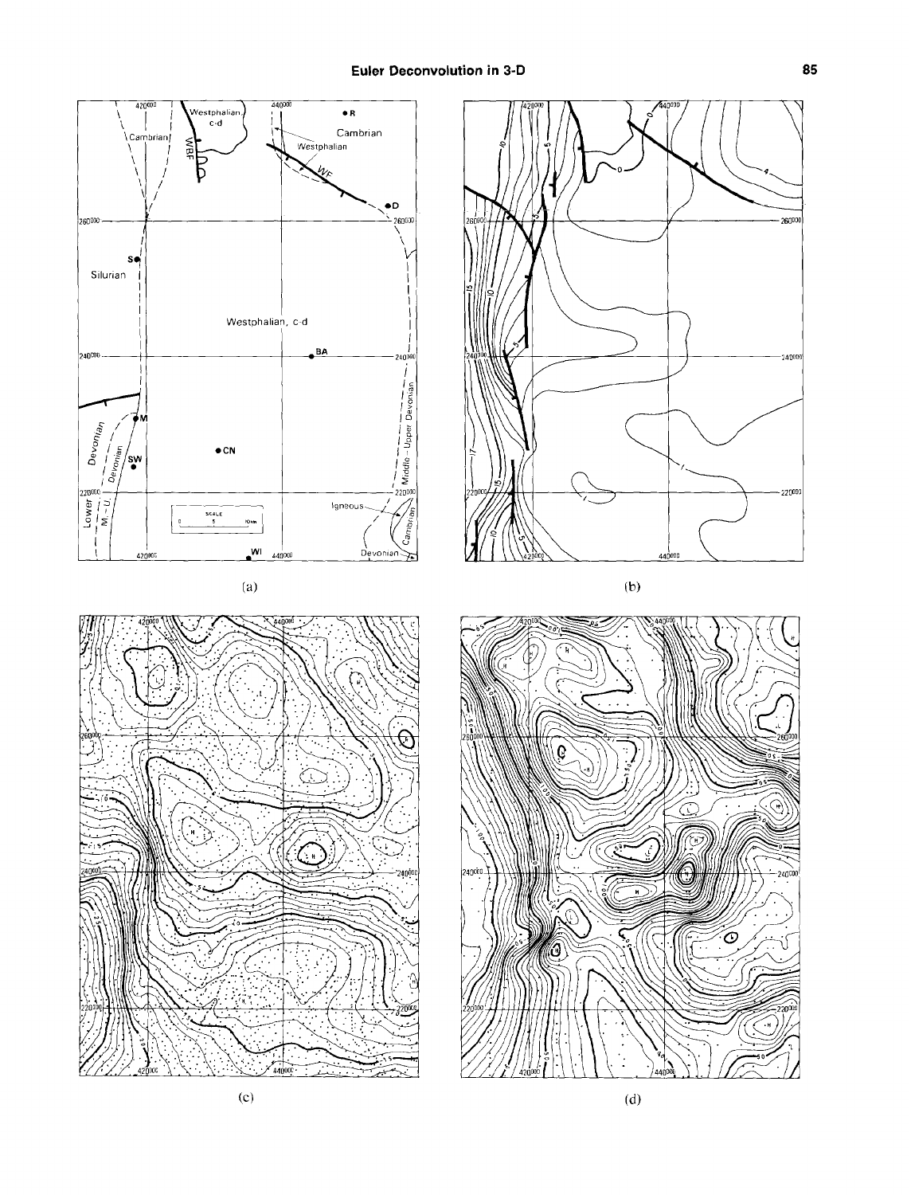(a)

(b)

(c)

(d)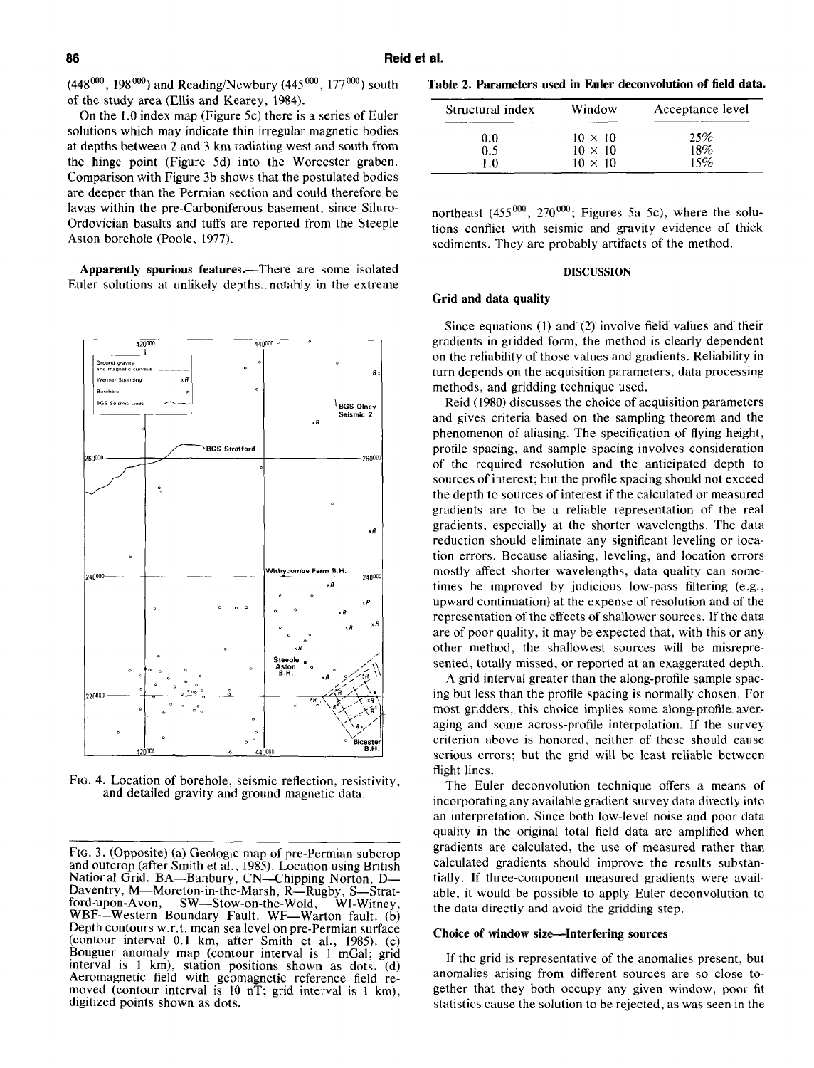(448$^{000}$, 198$^{000}$) and Reading/Newbury (445$^{000}$, 177$^{000}$) south of the study area (Ellis and Kearey, 1984).

On the 1.0 index map (Figure 5c) there is a series of Euler solutions which may indicate thin irregular magnetic bodies at depths between 2 and 3 km radiating west and south from the hinge point (Figure 5d) into the Worcester graben. Comparison with Figure 3b shows that the postulated bodies are deeper than the Permian section and could therefore be lavas within the pre-Carboniferous basement, since Siluro-Ordovician basalts and tuffs are reported from the Steeple Aston borehole (Poole, 1977).

**Apparently spurious features.**—There are some isolated Euler solutions at unlikely depths, notably in the extreme northeast (455$^{000}$, 270$^{000}$; Figures 5a–5c), where the solutions conflict with seismic and gravity evidence of thick sediments. They are probably artifacts of the method.

FIG. 4. Location of borehole, seismic reflection, resistivity, and detailed gravity and ground magnetic data.

FIG. 3. (Opposite) (a) Geologic map of pre-Permian subcrop and outcrop (after Smith et al., 1985). Location using British National Grid. BA—Banbury, CN—Chipping Norton, D—Daventry, M—Moreton-in-the-Marsh, R—Rugby, S—Stratford-upon-Avon, SW—Stow-on-the-Wold, WI-Witney, WBF—Western Boundary Fault. WF—Warton fault. (b) Depth contours w.r.t. mean sea level on pre-Permian surface (contour interval 0.1 km, after Smith et al., 1985). (c) Bouguer anomaly map (contour interval is 1 mGal; grid interval is 1 km), station positions shown as dots. (d) Aeromagnetic field with geomagnetic reference field removed (contour interval is 10 nT; grid interval is 1 km), digitized points shown as dots.

**Table 2. Parameters used in Euler deconvolution of field data.**

| Structural index | Window | Acceptance level |
|---|---|---|
| 0.0 | 10 × 10 | 25% |
| 0.5 | 10 × 10 | 18% |
| 1.0 | 10 × 10 | 15% |

## DISCUSSION

### Grid and data quality

Since equations (1) and (2) involve field values and their gradients in gridded form, the method is clearly dependent on the reliability of those values and gradients. Reliability in turn depends on the acquisition parameters, data processing methods, and gridding technique used.

Reid (1980) discusses the choice of acquisition parameters and gives criteria based on the sampling theorem and the phenomenon of aliasing. The specification of flying height, profile spacing, and sample spacing involves consideration of the required resolution and the anticipated depth to sources of interest; but the profile spacing should not exceed the depth to sources of interest if the calculated or measured gradients are to be a reliable representation of the real gradients, especially at the shorter wavelengths. The data reduction should eliminate any significant leveling or location errors. Because aliasing, leveling, and location errors mostly affect shorter wavelengths, data quality can sometimes be improved by judicious low-pass filtering (e.g., upward continuation) at the expense of resolution and of the representation of the effects of shallower sources. If the data are of poor quality, it may be expected that, with this or any other method, the shallowest sources will be misrepresented, totally missed, or reported at an exaggerated depth.

A grid interval greater than the along-profile sample spacing but less than the profile spacing is normally chosen. For most gridders, this choice implies some along-profile averaging and some across-profile interpolation. If the survey criterion above is honored, neither of these should cause serious errors; but the grid will be least reliable between flight lines.

The Euler deconvolution technique offers a means of incorporating any available gradient survey data directly into an interpretation. Since both low-level noise and poor data quality in the original total field data are amplified when gradients are calculated, the use of measured rather than calculated gradients should improve the results substantially. If three-component measured gradients were available, it would be possible to apply Euler deconvolution to the data directly and avoid the gridding step.

### Choice of window size—Interfering sources

If the grid is representative of the anomalies present, but anomalies arising from different sources are so close together that they both occupy any given window, poor fit statistics cause the solution to be rejected, as was seen in the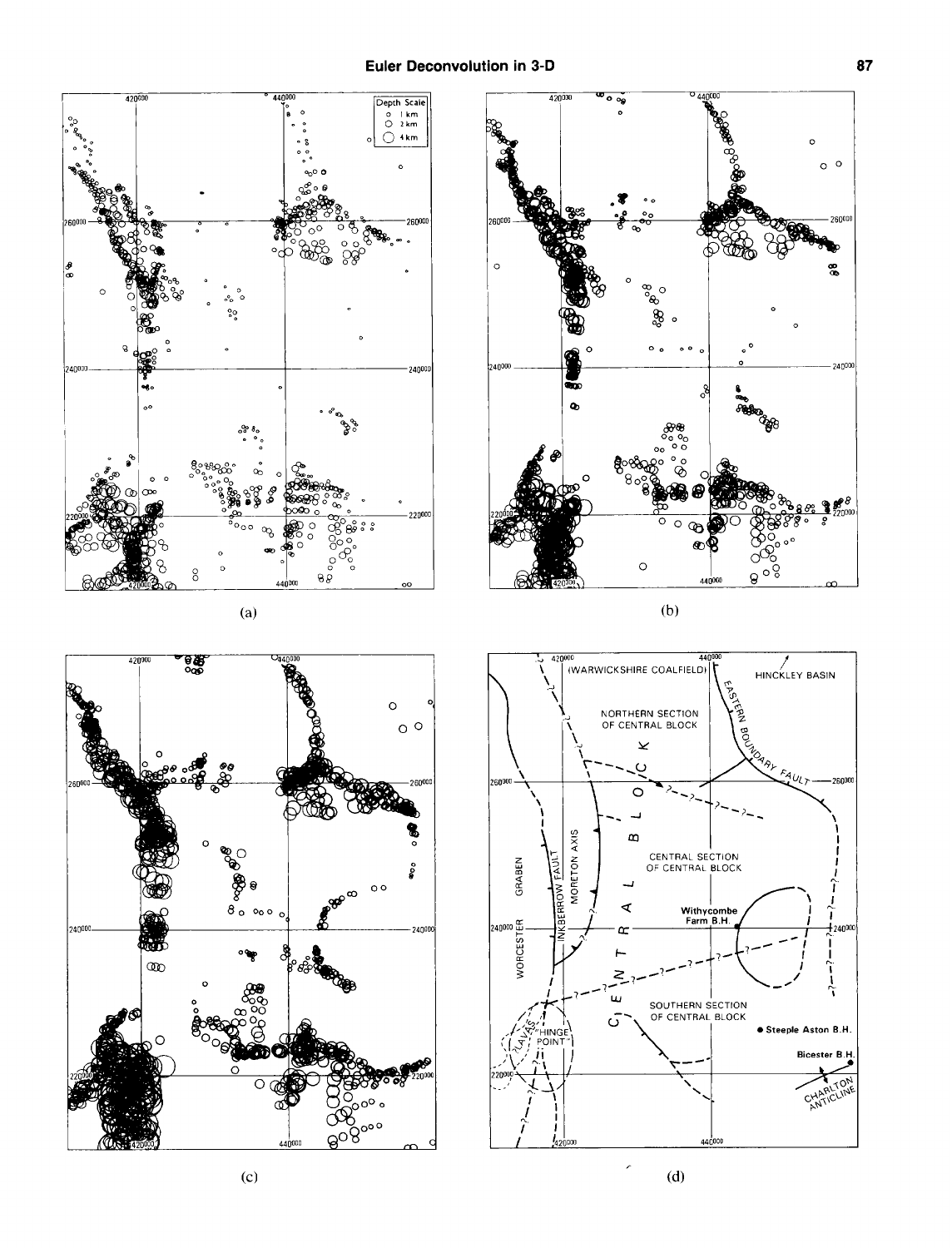(a)

(b)

(c)

(d)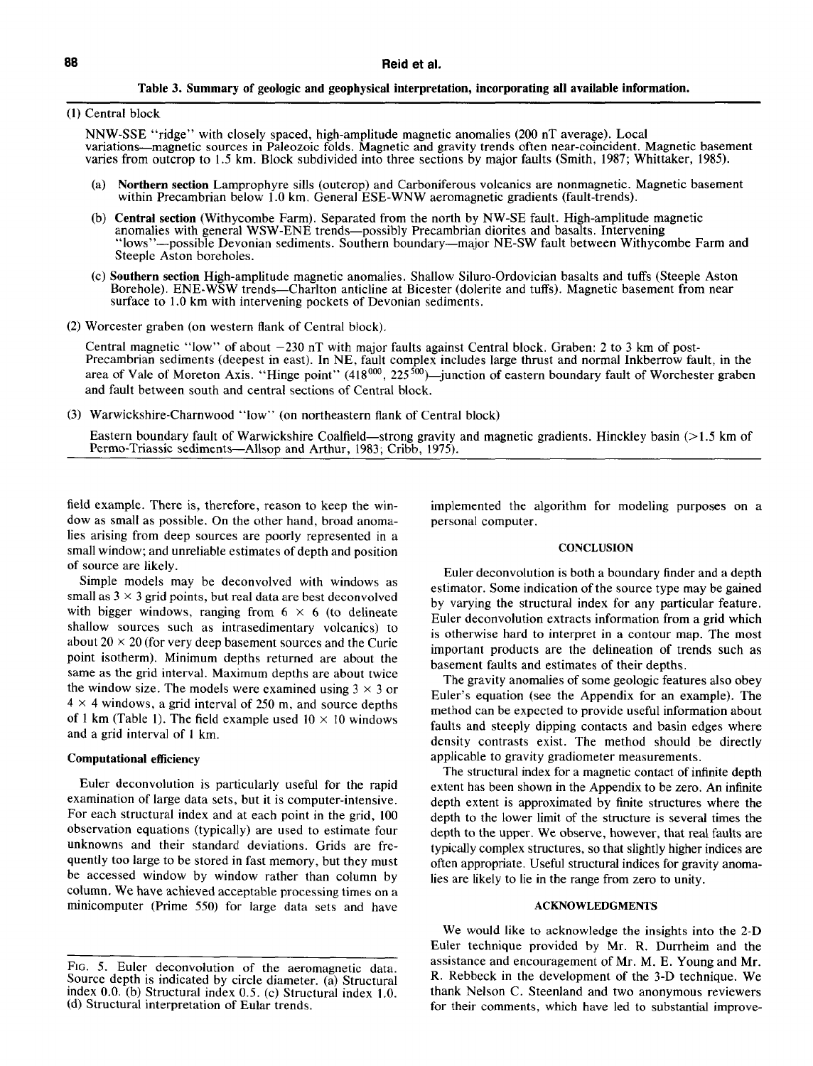**Table 3. Summary of geologic and geophysical interpretation, incorporating all available information.**

(1) Central block

NNW-SSE "ridge" with closely spaced, high-amplitude magnetic anomalies (200 nT average). Local variations—magnetic sources in Paleozoic folds. Magnetic and gravity trends often near-coincident. Magnetic basement varies from outcrop to 1.5 km. Block subdivided into three sections by major faults (Smith, 1987; Whittaker, 1985).

- (a) **Northern section** Lamprophyre sills (outcrop) and Carboniferous volcanics are nonmagnetic. Magnetic basement within Precambrian below 1.0 km. General ESE-WNW aeromagnetic gradients (fault-trends).
- (b) **Central section** (Withycombe Farm). Separated from the north by NW-SE fault. High-amplitude magnetic anomalies with general WSW-ENE trends—possibly Precambrian diorites and basalts. Intervening "lows"—possible Devonian sediments. Southern boundary—major NE-SW fault between Withycombe Farm and Steeple Aston boreholes.
- (c) **Southern section** High-amplitude magnetic anomalies. Shallow Siluro-Ordovician basalts and tuffs (Steeple Aston Borehole). ENE-WSW trends—Charlton anticline at Bicester (dolerite and tuffs). Magnetic basement from near surface to 1.0 km with intervening pockets of Devonian sediments.

(2) Worcester graben (on western flank of Central block).

Central magnetic "low" of about −230 nT with major faults against Central block. Graben: 2 to 3 km of post-Precambrian sediments (deepest in east). In NE, fault complex includes large thrust and normal Inkberrow fault, in the area of Vale of Moreton Axis. "Hinge point" ($418^{000}$, $225^{500}$)—junction of eastern boundary fault of Worchester graben and fault between south and central sections of Central block.

(3) Warwickshire-Charnwood "low" (on northeastern flank of Central block)

Eastern boundary fault of Warwickshire Coalfield—strong gravity and magnetic gradients. Hinckley basin (>1.5 km of Permo-Triassic sediments—Allsop and Arthur, 1983; Cribb, 1975).

field example. There is, therefore, reason to keep the window as small as possible. On the other hand, broad anomalies arising from deep sources are poorly represented in a small window; and unreliable estimates of depth and position of source are likely.

Simple models may be deconvolved with windows as small as 3 × 3 grid points, but real data are best deconvolved with bigger windows, ranging from 6 × 6 (to delineate shallow sources such as intrasedimentary volcanics) to about 20 × 20 (for very deep basement sources and the Curie point isotherm). Minimum depths returned are about the same as the grid interval. Maximum depths are about twice the window size. The models were examined using 3 × 3 or 4 × 4 windows, a grid interval of 250 m, and source depths of 1 km (Table 1). The field example used 10 × 10 windows and a grid interval of 1 km.

### Computational efficiency

Euler deconvolution is particularly useful for the rapid examination of large data sets, but it is computer-intensive. For each structural index and at each point in the grid, 100 observation equations (typically) are used to estimate four unknowns and their standard deviations. Grids are frequently too large to be stored in fast memory, but they must be accessed window by window rather than column by column. We have achieved acceptable processing times on a minicomputer (Prime 550) for large data sets and have implemented the algorithm for modeling purposes on a personal computer.

## CONCLUSION

Euler deconvolution is both a boundary finder and a depth estimator. Some indication of the source type may be gained by varying the structural index for any particular feature. Euler deconvolution extracts information from a grid which is otherwise hard to interpret in a contour map. The most important products are the delineation of trends such as basement faults and estimates of their depths.

The gravity anomalies of some geologic features also obey Euler's equation (see the Appendix for an example). The method can be expected to provide useful information about faults and steeply dipping contacts and basin edges where density contrasts exist. The method should be directly applicable to gravity gradiometer measurements.

The structural index for a magnetic contact of infinite depth extent has been shown in the Appendix to be zero. An infinite depth extent is approximated by finite structures where the depth to the lower limit of the structure is several times the depth to the upper. We observe, however, that real faults are typically complex structures, so that slightly higher indices are often appropriate. Useful structural indices for gravity anomalies are likely to lie in the range from zero to unity.

## ACKNOWLEDGMENTS

We would like to acknowledge the insights into the 2-D Euler technique provided by Mr. R. Durrheim and the assistance and encouragement of Mr. M. E. Young and Mr. R. Rebbeck in the development of the 3-D technique. We thank Nelson C. Steenland and two anonymous reviewers for their comments, which have led to substantial improve-

FIG. 5. Euler deconvolution of the aeromagnetic data. Source depth is indicated by circle diameter. (a) Structural index 0.0. (b) Structural index 0.5. (c) Structural index 1.0. (d) Structural interpretation of Eular trends.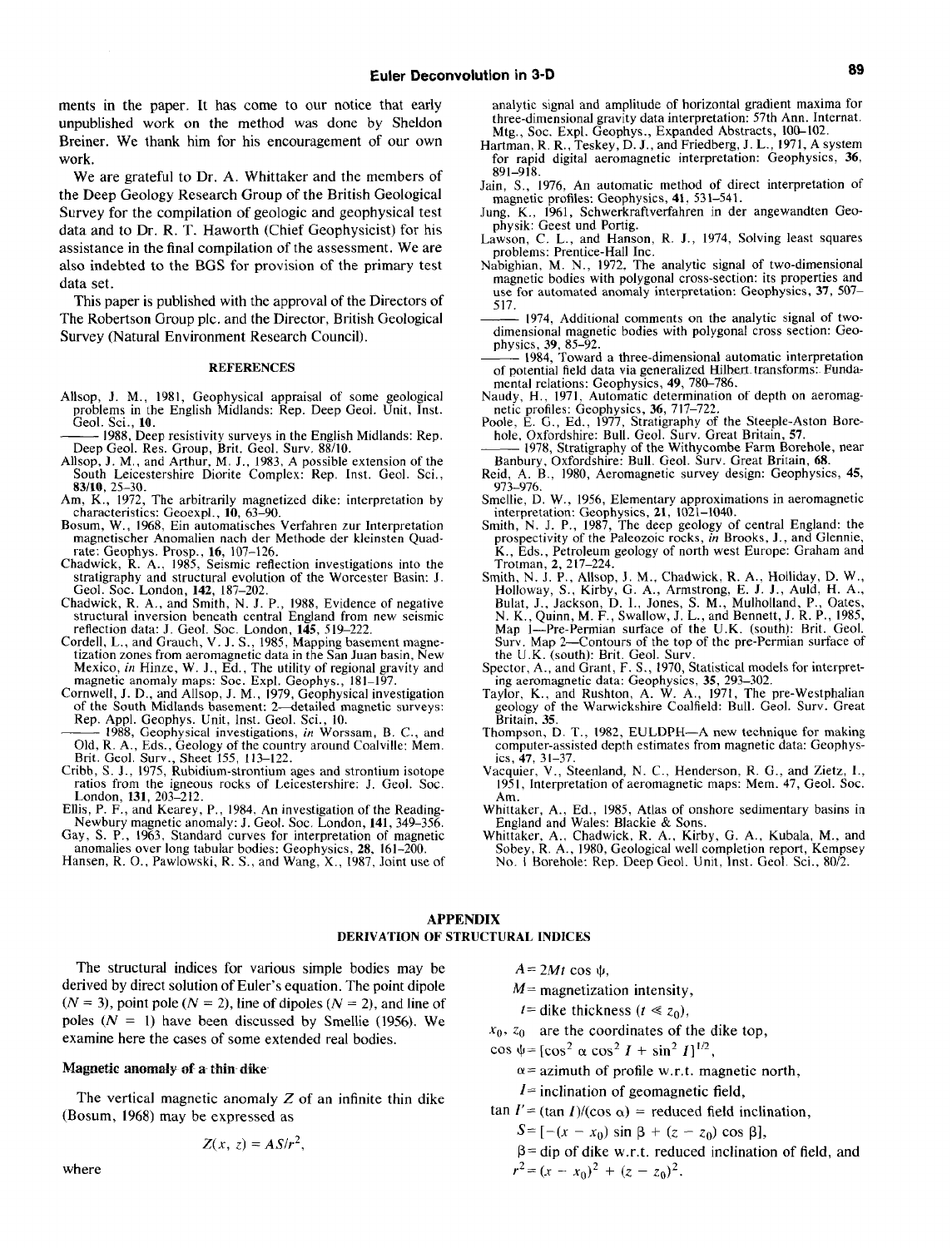ments in the paper. It has come to our notice that early unpublished work on the method was done by Sheldon Breiner. We thank him for his encouragement of our own work.

We are grateful to Dr. A. Whittaker and the members of the Deep Geology Research Group of the British Geological Survey for the compilation of geologic and geophysical test data and to Dr. R. T. Haworth (Chief Geophysicist) for his assistance in the final compilation of the assessment. We are also indebted to the BGS for provision of the primary test data set.

This paper is published with the approval of the Directors of The Robertson Group plc. and the Director, British Geological Survey (Natural Environment Research Council).

## REFERENCES

Allsop, J. M., 1981, Geophysical appraisal of some geological problems in the English Midlands: Rep. Deep Geol. Unit, Inst. Geol. Sci., **10**.

——— 1988, Deep resistivity surveys in the English Midlands: Rep. Deep Geol. Res. Group, Brit. Geol. Surv. 88/10.

Allsop, J. M., and Arthur, M. J., 1983, A possible extension of the South Leicestershire Diorite Complex: Rep. Inst. Geol. Sci., **83/10**, 25–30.

Am, K., 1972, The arbitrarily magnetized dike: interpretation by characteristics: Geoexpl., **10**, 63–90.

Bosum, W., 1968, Ein automatisches Verfahren zur Interpretation magnetischer Anomalien nach der Methode der kleinsten Quadrate: Geophys. Prosp., **16**, 107–126.

Chadwick, R. A., 1985, Seismic reflection investigations into the stratigraphy and structural evolution of the Worcester Basin: J. Geol. Soc. London, **142**, 187–202.

Chadwick, R. A., and Smith, N. J. P., 1988, Evidence of negative structural inversion beneath central England from new seismic reflection data: J. Geol. Soc. London, **145**, 519–222.

Cordell, L., and Grauch, V. J. S., 1985, Mapping basement magnetization zones from aeromagnetic data in the San Juan basin, New Mexico, *in* Hinze, W. J., Ed., The utility of regional gravity and magnetic anomaly maps: Soc. Expl. Geophys., 181–197.

Cornwell, J. D., and Allsop, J. M., 1979, Geophysical investigation of the South Midlands basement: 2—detailed magnetic surveys: Rep. Appl. Geophys. Unit, Inst. Geol. Sci., 10.

——— 1988, Geophysical investigations, *in* Worssam, B. C., and Old, R. A., Eds., Geology of the country around Coalville: Mem. Brit. Geol. Surv., Sheet 155, 113–122.

Cribb, S. J., 1975, Rubidium-strontium ages and strontium isotope ratios from the igneous rocks of Leicestershire: J. Geol. Soc. London, **131**, 203–212.

Ellis, P. F., and Kearey, P., 1984, An investigation of the Reading-Newbury magnetic anomaly: J. Geol. Soc. London, **141**, 349–356.

Gay, S. P., 1963, Standard curves for interpretation of magnetic anomalies over long tabular bodies: Geophysics, **28**, 161–200.

Hansen, R. O., Pawlowski, R. S., and Wang, X., 1987, Joint use of analytic signal and amplitude of horizontal gradient maxima for three-dimensional gravity data interpretation: 57th Ann. Internat. Mtg., Soc. Expl. Geophys., Expanded Abstracts, 100–102.

Hartman, R. R., Teskey, D. J., and Friedberg, J. L., 1971, A system for rapid digital aeromagnetic interpretation: Geophysics, **36**, 891–918.

Jain, S., 1976, An automatic method of direct interpretation of magnetic profiles: Geophysics, **41**, 531–541.

Jung, K., 1961, Schwerkraftverfahren in der angewandten Geophysik: Geest und Portig.

Lawson, C. L., and Hanson, R. J., 1974, Solving least squares problems: Prentice-Hall Inc.

Nabighian, M. N., 1972, The analytic signal of two-dimensional magnetic bodies with polygonal cross-section: its properties and use for automated anomaly interpretation: Geophysics, **37**, 507–517.

——— 1974, Additional comments on the analytic signal of two-dimensional magnetic bodies with polygonal cross section: Geophysics, **39**, 85–92.

——— 1984, Toward a three-dimensional automatic interpretation of potential field data via generalized Hilbert transforms: Fundamental relations: Geophysics, **49**, 780–786.

Naudy, H., 1971, Automatic determination of depth on aeromagnetic profiles: Geophysics, **36**, 717–722.

Poole, E. G., Ed., 1977, Stratigraphy of the Steeple-Aston Borehole, Oxfordshire: Bull. Geol. Surv. Great Britain, **57**.

——— 1978, Stratigraphy of the Withycombe Farm Borehole, near Banbury, Oxfordshire: Bull. Geol. Surv. Great Britain, **68**.

Reid, A. B., 1980, Aeromagnetic survey design: Geophysics, **45**, 973–976.

Smellie, D. W., 1956, Elementary approximations in aeromagnetic interpretation: Geophysics, **21**, 1021–1040.

Smith, N. J. P., 1987, The deep geology of central England: the prospectivity of the Paleozoic rocks, *in* Brooks, J., and Glennie, K., Eds., Petroleum geology of north west Europe: Graham and Trotman, **2**, 217–224.

Smith, N. J. P., Allsop, J. M., Chadwick, R. A., Holliday, D. W., Holloway, S., Kirby, G. A., Armstrong, E. J. J., Auld, H. A., Bulat, J., Jackson, D. I., Jones, S. M., Mulholland, P., Oates, N. K., Quinn, M. F., Swallow, J. L., and Bennett, J. R. P., 1985, Map 1—Pre-Permian surface of the U.K. (south): Brit. Geol. Surv. Map 2—Contours of the top of the pre-Permian surface of the U.K. (south): Brit. Geol. Surv.

Spector, A., and Grant, F. S., 1970, Statistical models for interpreting aeromagnetic data: Geophysics, **35**, 293–302.

Taylor, K., and Rushton, A. W. A., 1971, The pre-Westphalian geology of the Warwickshire Coalfield: Bull. Geol. Surv. Great Britain, **35**.

Thompson, D. T., 1982, EULDPH—A new technique for making computer-assisted depth estimates from magnetic data: Geophysics, **47**, 31–37.

Vacquier, V., Steenland, N. C., Henderson, R. G., and Zietz, I., 1951, Interpretation of aeromagnetic maps: Mem. 47, Geol. Soc. Am.

Whittaker, A., Ed., 1985, Atlas of onshore sedimentary basins in England and Wales: Blackie & Sons.

Whittaker, A., Chadwick, R. A., Kirby, G. A., Kubala, M., and Sobey, R. A., 1980, Geological well completion report, Kempsey No. 1 Borehole: Rep. Deep Geol. Unit, Inst. Geol. Sci., 80/2.

## APPENDIX
### DERIVATION OF STRUCTURAL INDICES

The structural indices for various simple bodies may be derived by direct solution of Euler's equation. The point dipole ($N = 3$), point pole ($N = 2$), line of dipoles ($N = 2$), and line of poles ($N = 1$) have been discussed by Smellie (1956). We examine here the cases of some extended real bodies.

### Magnetic anomaly of a thin dike

The vertical magnetic anomaly $Z$ of an infinite thin dike (Bosum, 1968) may be expressed as

$$Z(x, z) = AS/r^2,$$

where

$A = 2Mt \cos \psi$,

$M$ = magnetization intensity,

$t$ = dike thickness ($t \ll z_0$),

$x_0$, $z_0$ are the coordinates of the dike top,

$\cos \psi = [\cos^2 \alpha \cos^2 I + \sin^2 I]^{1/2}$,

$\alpha$ = azimuth of profile w.r.t. magnetic north,

$I$ = inclination of geomagnetic field,

$\tan I' = (\tan I)/(\cos \alpha)$ = reduced field inclination,

$S = [-(x - x_0) \sin \beta + (z - z_0) \cos \beta]$,

$\beta$ = dip of dike w.r.t. reduced inclination of field, and

$r^2 = (x - x_0)^2 + (z - z_0)^2$.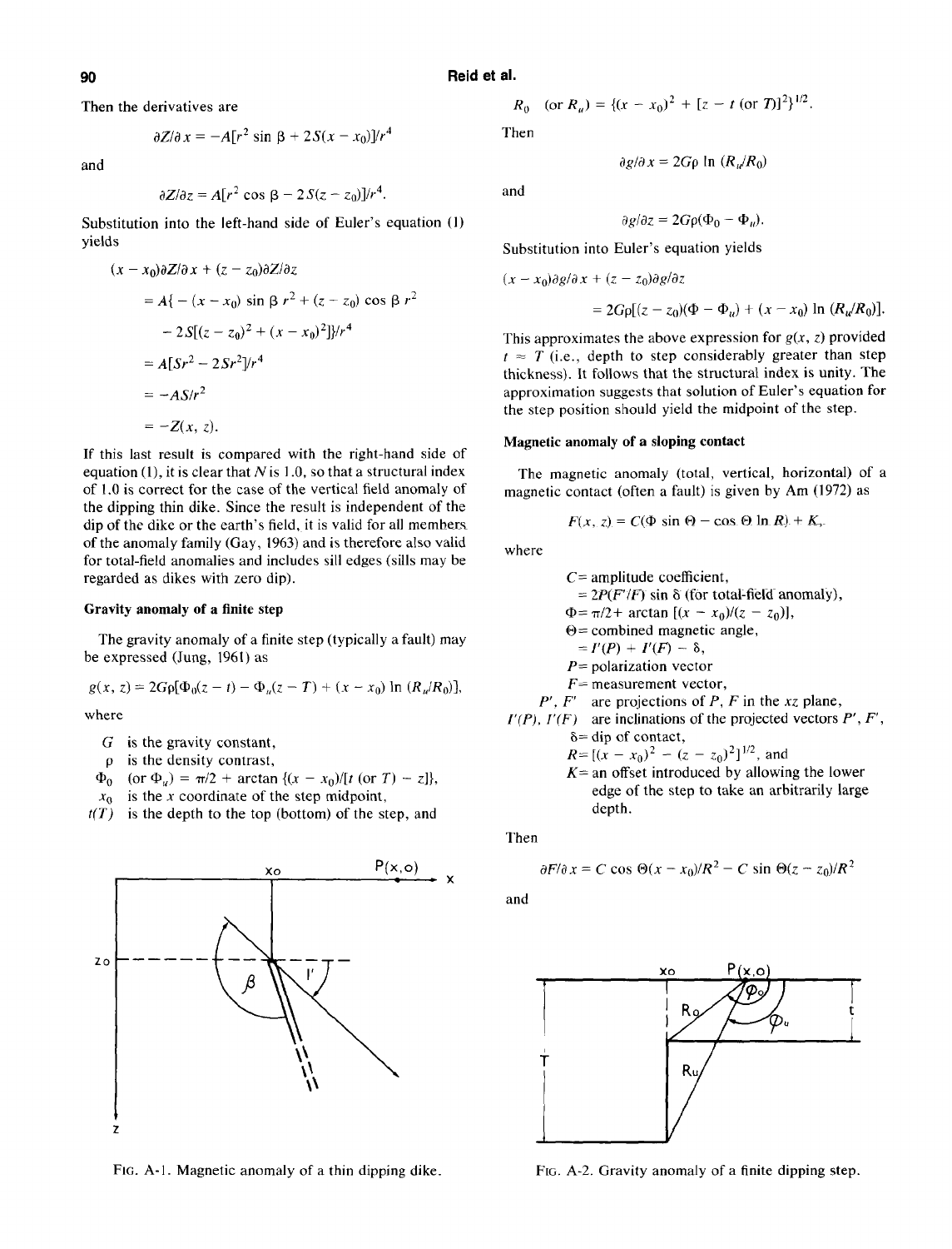Then the derivatives are

$$\partial Z/\partial x = -A[r^2 \sin \beta + 2S(x - x_0)]/r^4$$

and

$$\partial Z/\partial z = A[r^2 \cos \beta - 2S(z - z_0)]/r^4.$$

Substitution into the left-hand side of Euler's equation (1) yields

$$
\begin{aligned}
(x - x_0)\partial Z/\partial x &+ (z - z_0)\partial Z/\partial z \\
&= A\{-(x - x_0)\sin \beta\, r^2 + (z - z_0)\cos \beta\, r^2 \\
&\quad - 2S[(z - z_0)^2 + (x - x_0)^2]\}/r^4 \\
&= A[Sr^2 - 2Sr^2]/r^4 \\
&= -AS/r^2 \\
&= -Z(x, z).
\end{aligned}
$$

If this last result is compared with the right-hand side of equation (1), it is clear that $N$ is 1.0, so that a structural index of 1.0 is correct for the case of the vertical field anomaly of the dipping thin dike. Since the result is independent of the dip of the dike or the earth's field, it is valid for all members of the anomaly family (Gay, 1963) and is therefore also valid for total-field anomalies and includes sill edges (sills may be regarded as dikes with zero dip).

### Gravity anomaly of a finite step

The gravity anomaly of a finite step (typically a fault) may be expressed (Jung, 1961) as

$$g(x, z) = 2G\rho[\Phi_0(z - t) - \Phi_u(z - T) + (x - x_0)\ln (R_u/R_0)],$$

where

- $G$ is the gravity constant,
- $\rho$ is the density contrast,
- $\Phi_0$ (or $\Phi_u$) $= \pi/2 + \arctan \{(x - x_0)/[t \text{ (or } T) - z]\}$,
- $x_0$ is the $x$ coordinate of the step midpoint,
- $t(T)$ is the depth to the top (bottom) of the step, and

$R_0$ (or $R_u$) $= \{(x - x_0)^2 + [z - t \text{ (or } T)]^2\}^{1/2}$.

Then

$$\partial g/\partial x = 2G\rho \ln (R_u/R_0)$$

and

$$\partial g/\partial z = 2G\rho(\Phi_0 - \Phi_u).$$

Substitution into Euler's equation yields

$$(x - x_0)\partial g/\partial x + (z - z_0)\partial g/\partial z$$
$$= 2G\rho[(z - z_0)(\Phi - \Phi_u) + (x - x_0)\ln (R_u/R_0)].$$

This approximates the above expression for $g(x, z)$ provided $t \approx T$ (i.e., depth to step considerably greater than step thickness). It follows that the structural index is unity. The approximation suggests that solution of Euler's equation for the step position should yield the midpoint of the step.

### Magnetic anomaly of a sloping contact

The magnetic anomaly (total, vertical, horizontal) of a magnetic contact (often a fault) is given by Am (1972) as

$$F(x, z) = C(\Phi \sin \Theta - \cos \Theta \ln R) + K,$$

where

- $C$ = amplitude coefficient,
  $= 2P(F'/F) \sin \delta$ (for total-field anomaly),
- $\Phi = \pi/2 + \arctan [(x - x_0)/(z - z_0)]$,
- $\Theta$ = combined magnetic angle,
  $= I'(P) + I'(F) - \delta$,
- $P$ = polarization vector
- $F$ = measurement vector,
- $P'$, $F'$ are projections of $P$, $F$ in the $xz$ plane,
- $I'(P)$, $I'(F)$ are inclinations of the projected vectors $P'$, $F'$,
- $\delta$ = dip of contact,
- $R = [(x - x_0)^2 - (z - z_0)^2]^{1/2}$, and
- $K$ = an offset introduced by allowing the lower edge of the step to take an arbitrarily large depth.

Then

$$\partial F/\partial x = C \cos \Theta(x - x_0)/R^2 - C \sin \Theta(z - z_0)/R^2$$

and

FIG. A-1. Magnetic anomaly of a thin dipping dike.

FIG. A-2. Gravity anomaly of a finite dipping step.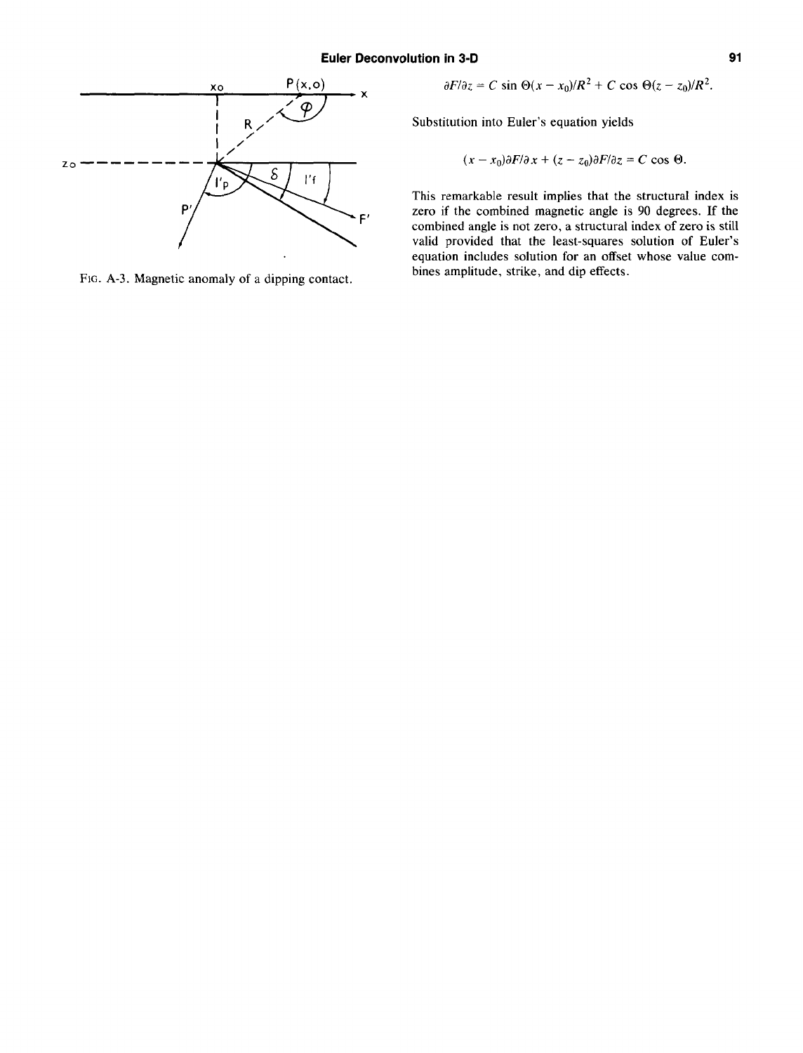FIG. A-3. Magnetic anomaly of a dipping contact.

$$\partial F/\partial z = C \sin \Theta(x - x_0)/R^2 + C \cos \Theta(z - z_0)/R^2.$$

Substitution into Euler's equation yields

$$(x - x_0)\partial F/\partial x + (z - z_0)\partial F/\partial z = C \cos \Theta.$$

This remarkable result implies that the structural index is zero if the combined magnetic angle is 90 degrees. If the combined angle is not zero, a structural index of zero is still valid provided that the least-squares solution of Euler's equation includes solution for an offset whose value combines amplitude, strike, and dip effects.